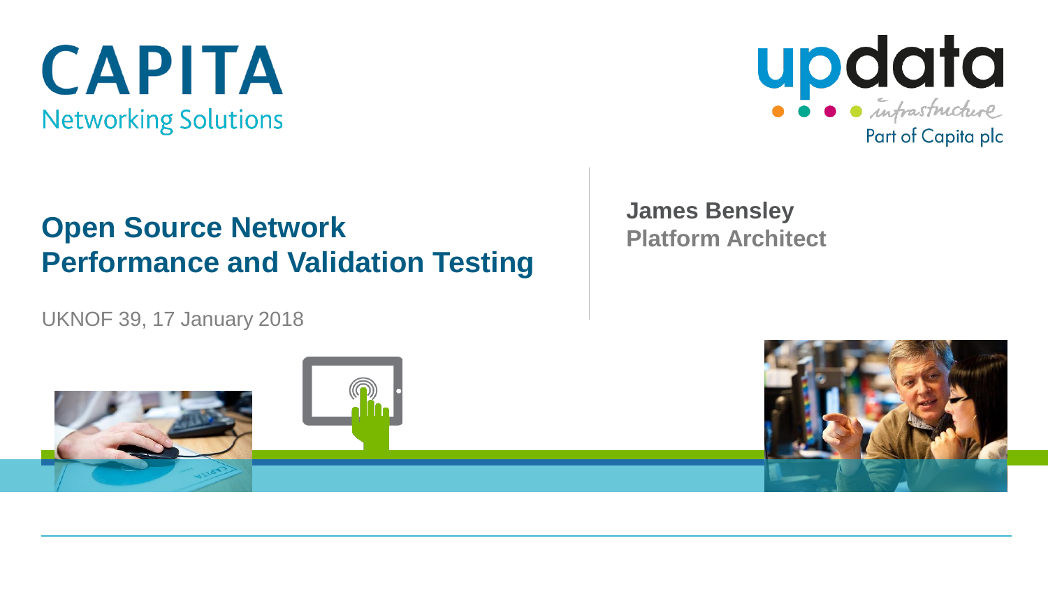CAPITA
Networking Solutions

updata
infrastructure
Part of Capita plc

# Open Source Network Performance and Validation Testing

UKNOF 39, 17 January 2018

**James Bensley**
**Platform Architect**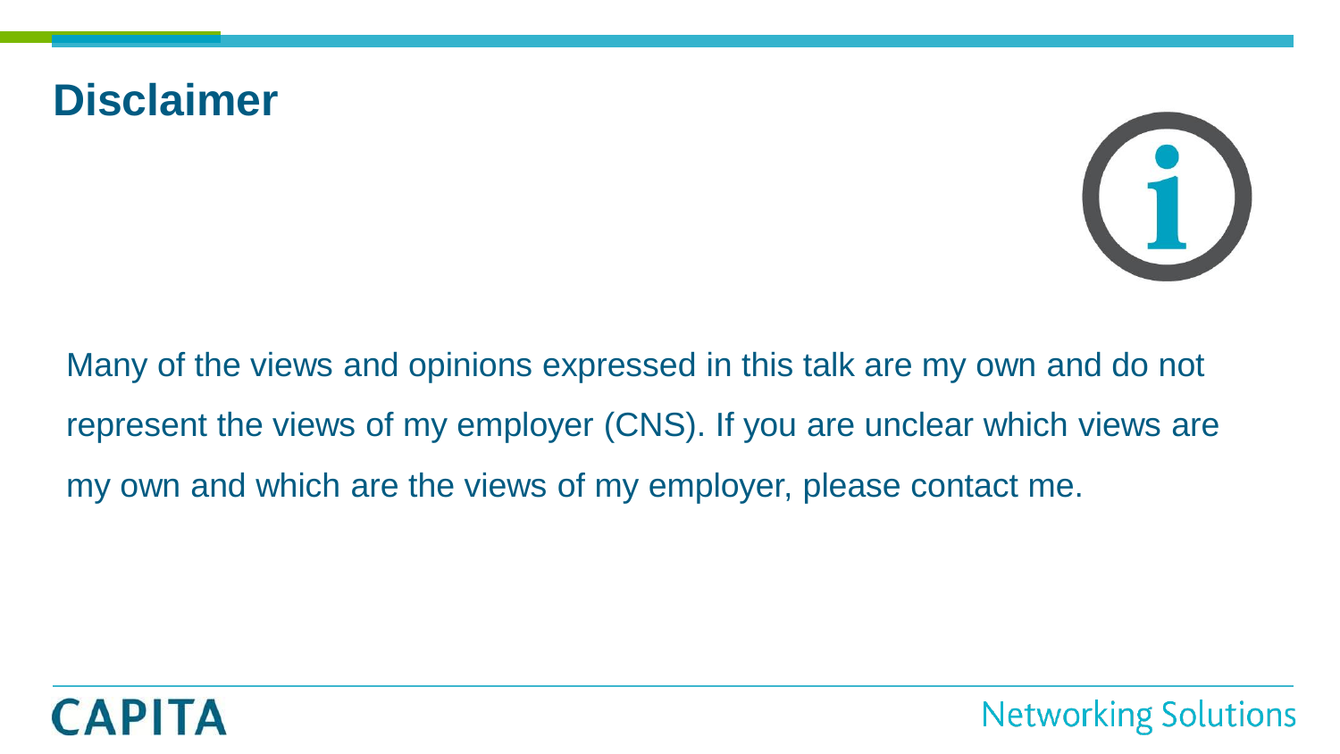# Disclaimer

Many of the views and opinions expressed in this talk are my own and do not represent the views of my employer (CNS). If you are unclear which views are my own and which are the views of my employer, please contact me.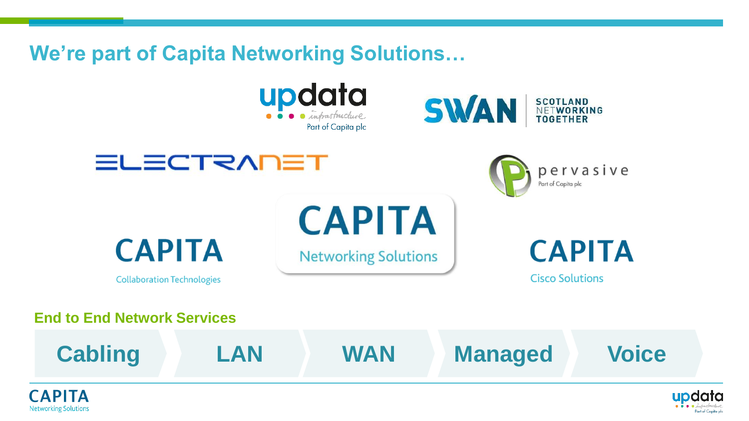# We're part of Capita Networking Solutions…

updata infrastructure — Part of Capita plc

SWAN — SCOTLAND NETWORKING TOGETHER

ELECTRANET

pervasive — Part of Capita plc

CAPITA Collaboration Technologies

CAPITA Networking Solutions

CAPITA Cisco Solutions

**End to End Network Services**

Cabling → LAN → WAN → Managed → Voice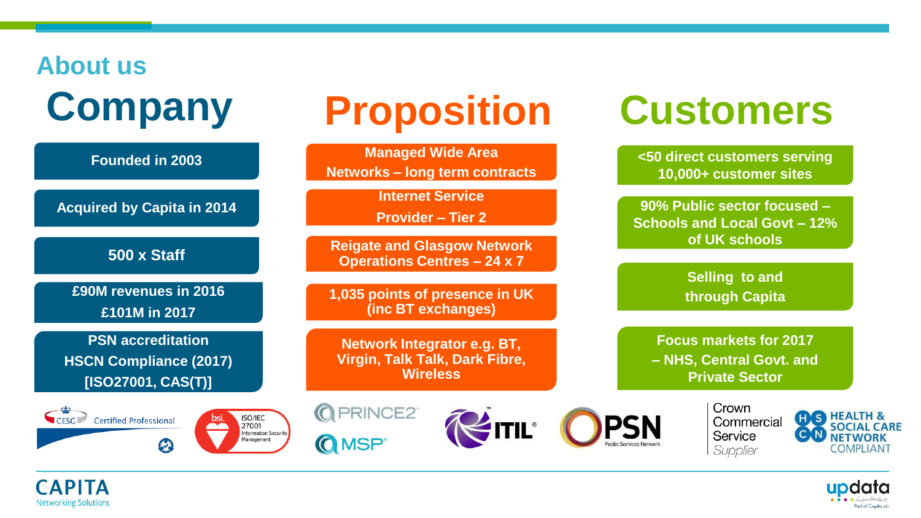## About us

### Company

- Founded in 2003
- Acquired by Capita in 2014
- 500 x Staff
- £90M revenues in 2016 £101M in 2017
- PSN accreditation HSCN Compliance (2017) [ISO27001, CAS(T)]

### Proposition

- Managed Wide Area Networks – long term contracts
- Internet Service Provider – Tier 2
- Reigate and Glasgow Network Operations Centres – 24 x 7
- 1,035 points of presence in UK (inc BT exchanges)
- Network Integrator e.g. BT, Virgin, Talk Talk, Dark Fibre, Wireless

### Customers

- <50 direct customers serving 10,000+ customer sites
- 90% Public sector focused – Schools and Local Govt – 12% of UK schools
- Selling to and through Capita
- Focus markets for 2017 – NHS, Central Govt. and Private Sector

CESG Certified Professional | bsi. ISO/IEC 27001 Information Security Management | PRINCE2 | MSP | ITIL | PSN Public Services Network | Crown Commercial Service Supplier | HSCN Health & Social Care Network Compliant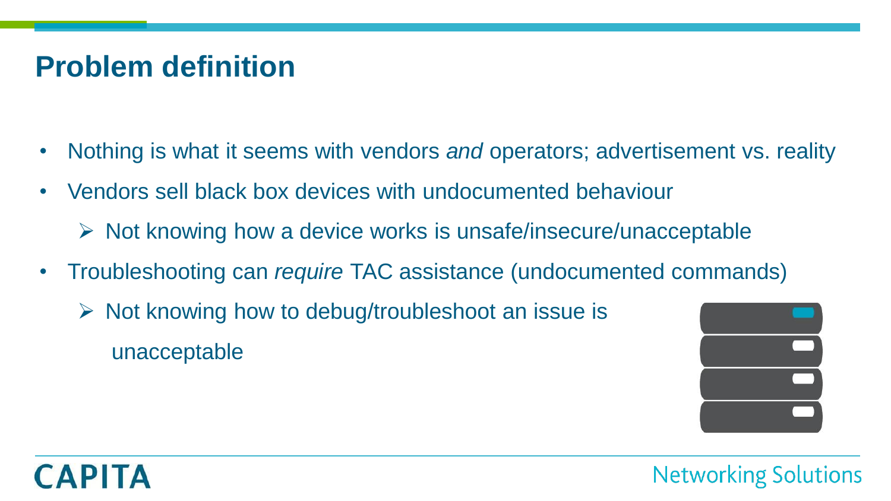# Problem definition

- Nothing is what it seems with vendors *and* operators; advertisement vs. reality
- Vendors sell black box devices with undocumented behaviour
  - Not knowing how a device works is unsafe/insecure/unacceptable
- Troubleshooting can *require* TAC assistance (undocumented commands)
  - Not knowing how to debug/troubleshoot an issue is unacceptable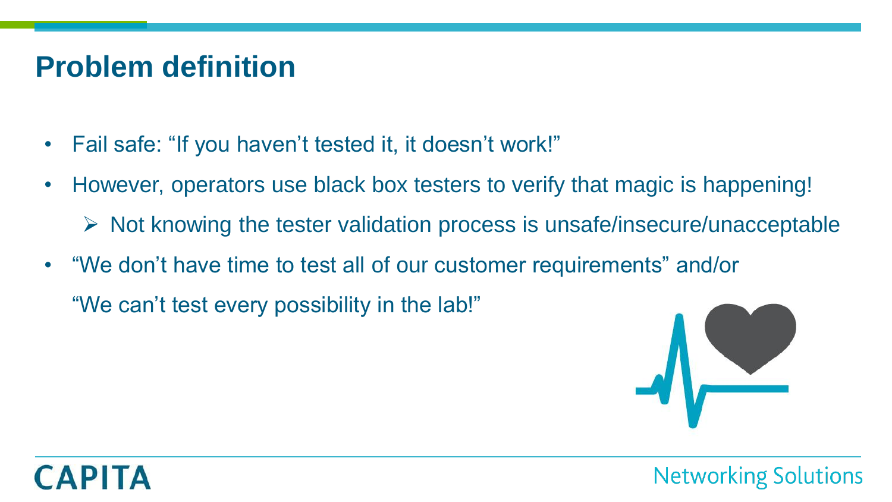# Problem definition

- Fail safe: “If you haven’t tested it, it doesn’t work!”
- However, operators use black box testers to verify that magic is happening!
  - Not knowing the tester validation process is unsafe/insecure/unacceptable
- “We don’t have time to test all of our customer requirements” and/or
  “We can’t test every possibility in the lab!”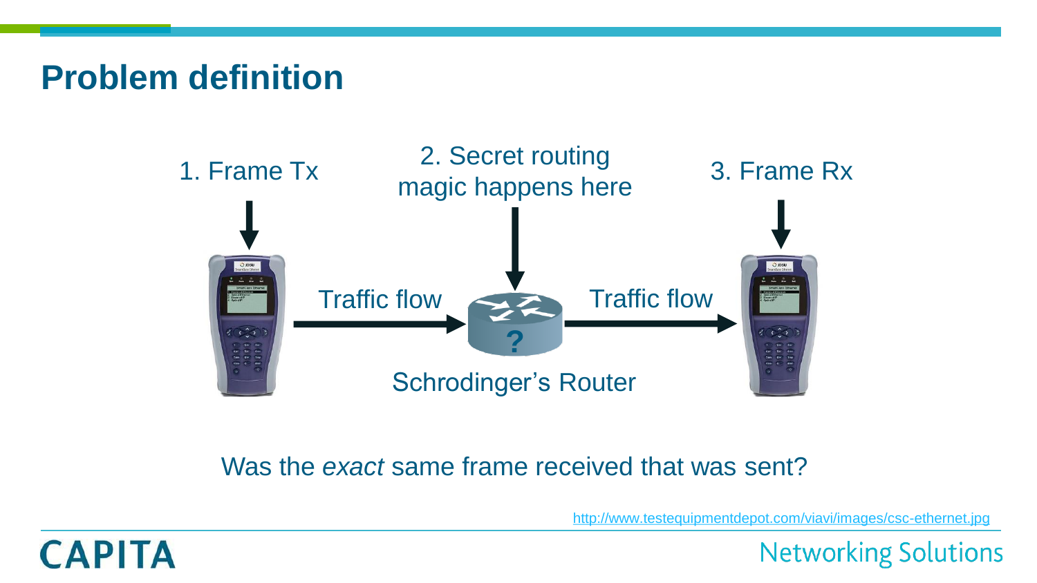# Problem definition

1. Frame Tx

2. Secret routing magic happens here

3. Frame Rx

Traffic flow

Traffic flow

Schrodinger's Router

Was the *exact* same frame received that was sent?

http://www.testequipmentdepot.com/viavi/images/csc-ethernet.jpg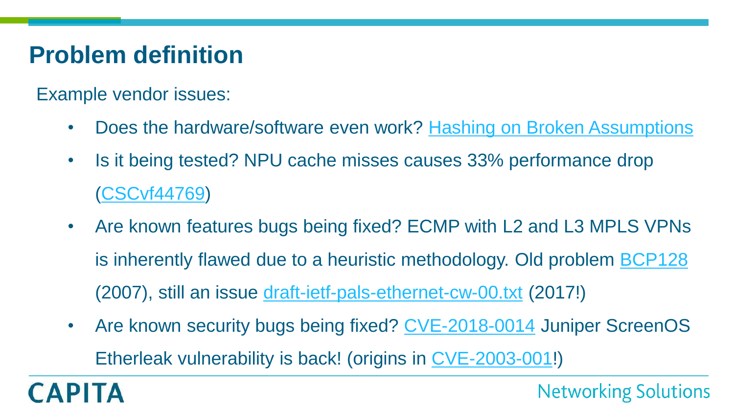# Problem definition

Example vendor issues:

- Does the hardware/software even work? Hashing on Broken Assumptions
- Is it being tested? NPU cache misses causes 33% performance drop (CSCvf44769)
- Are known features bugs being fixed? ECMP with L2 and L3 MPLS VPNs is inherently flawed due to a heuristic methodology. Old problem BCP128 (2007), still an issue draft-ietf-pals-ethernet-cw-00.txt (2017!)
- Are known security bugs being fixed? CVE-2018-0014 Juniper ScreenOS Etherleak vulnerability is back! (origins in CVE-2003-001!)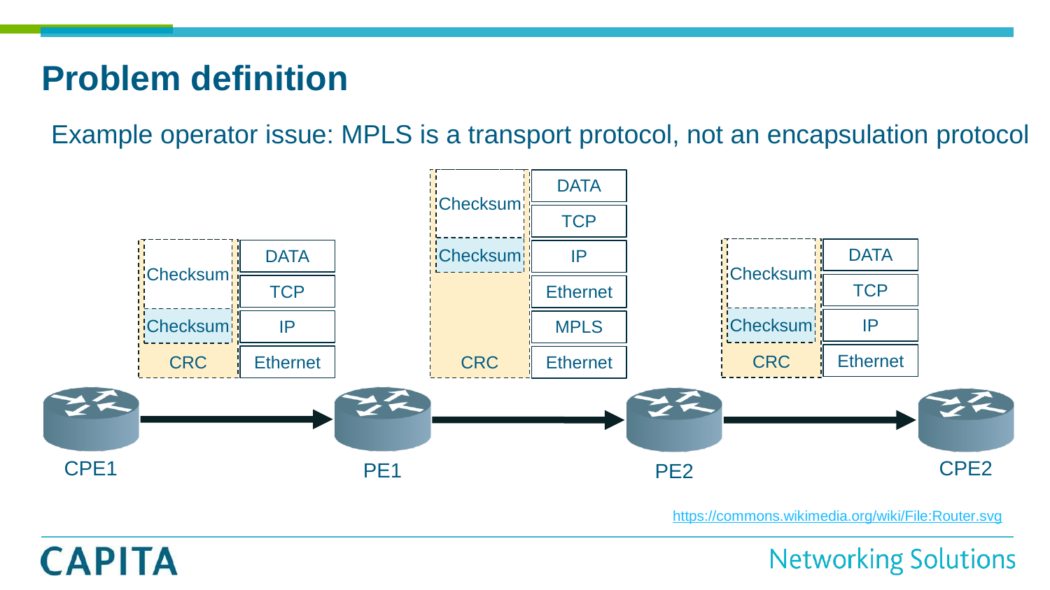# Problem definition

Example operator issue: MPLS is a transport protocol, not an encapsulation protocol

| | |
|---|---|
| Checksum | DATA |
| | TCP |
| Checksum | IP |
| CRC | Ethernet |

| | |
|---|---|
| Checksum | DATA |
| | TCP |
| Checksum | IP |
| | Ethernet |
| | MPLS |
| CRC | Ethernet |

| | |
|---|---|
| Checksum | DATA |
| | TCP |
| Checksum | IP |
| CRC | Ethernet |

CPE1 → PE1 → PE2 → CPE2

https://commons.wikimedia.org/wiki/File:Router.svg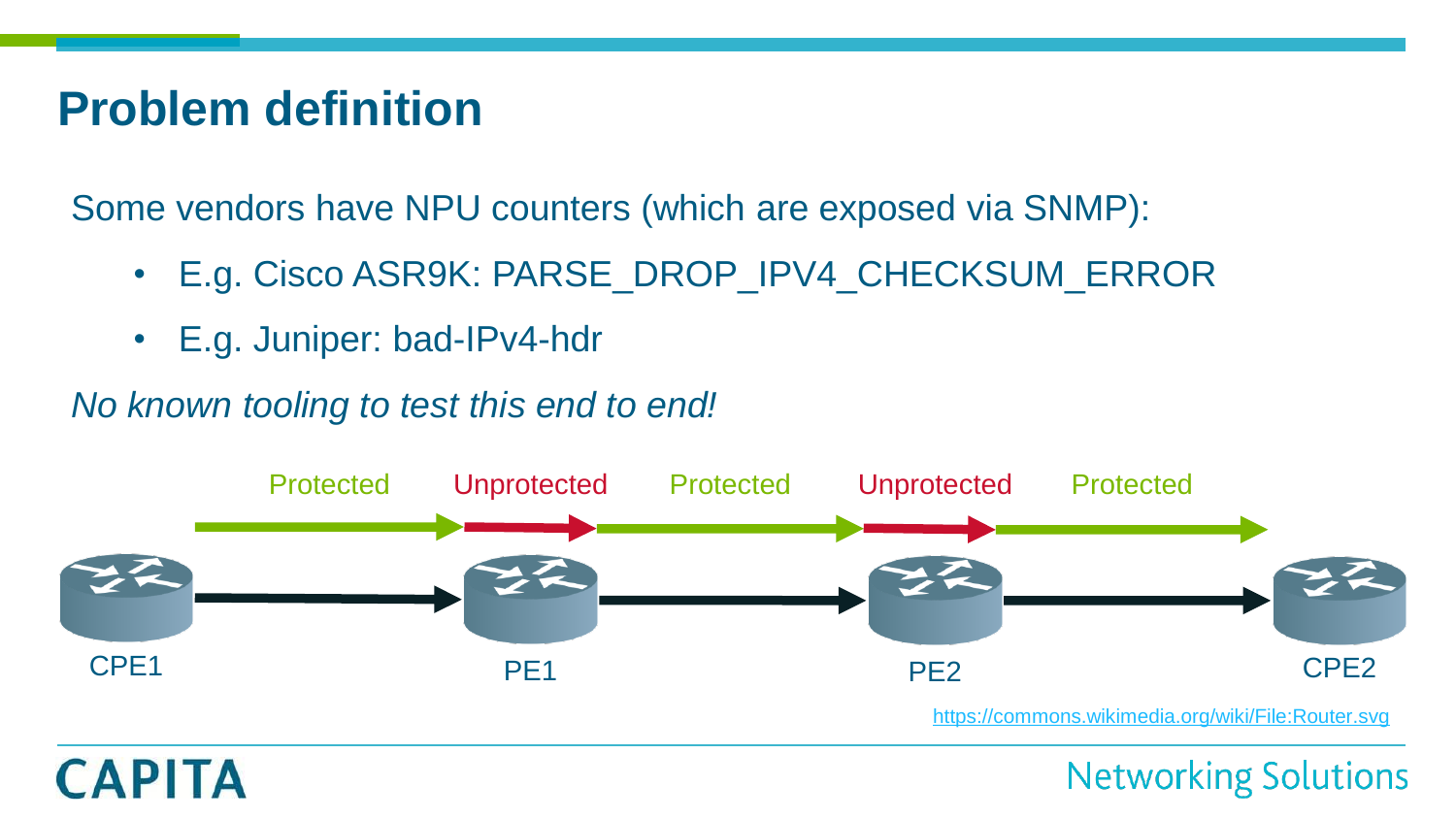# Problem definition

Some vendors have NPU counters (which are exposed via SNMP):

- E.g. Cisco ASR9K: PARSE_DROP_IPV4_CHECKSUM_ERROR
- E.g. Juniper: bad-IPv4-hdr

*No known tooling to test this end to end!*

Protected Unprotected Protected Unprotected Protected

CPE1 PE1 PE2 CPE2

https://commons.wikimedia.org/wiki/File:Router.svg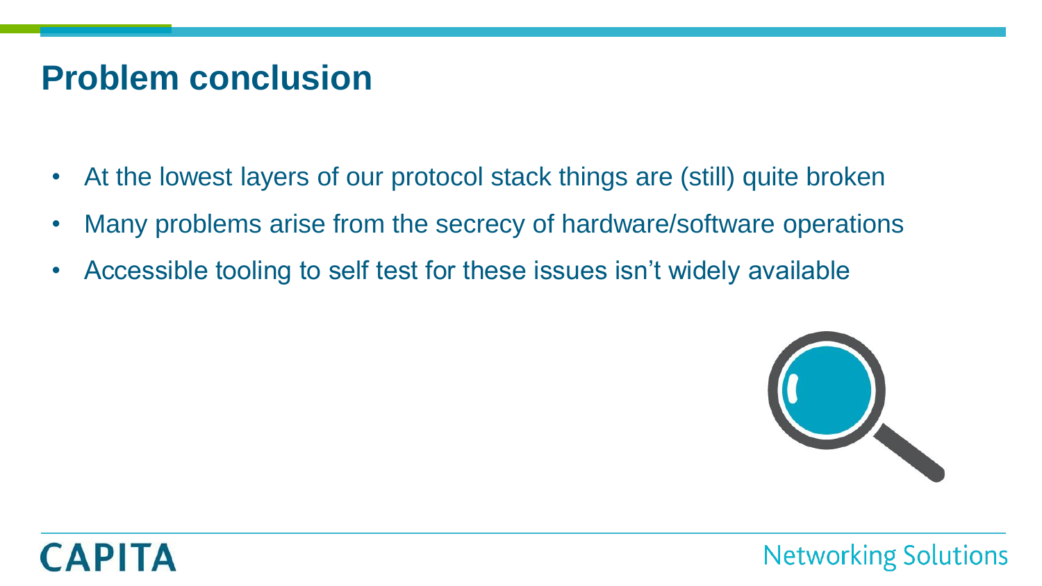# Problem conclusion

- At the lowest layers of our protocol stack things are (still) quite broken
- Many problems arise from the secrecy of hardware/software operations
- Accessible tooling to self test for these issues isn't widely available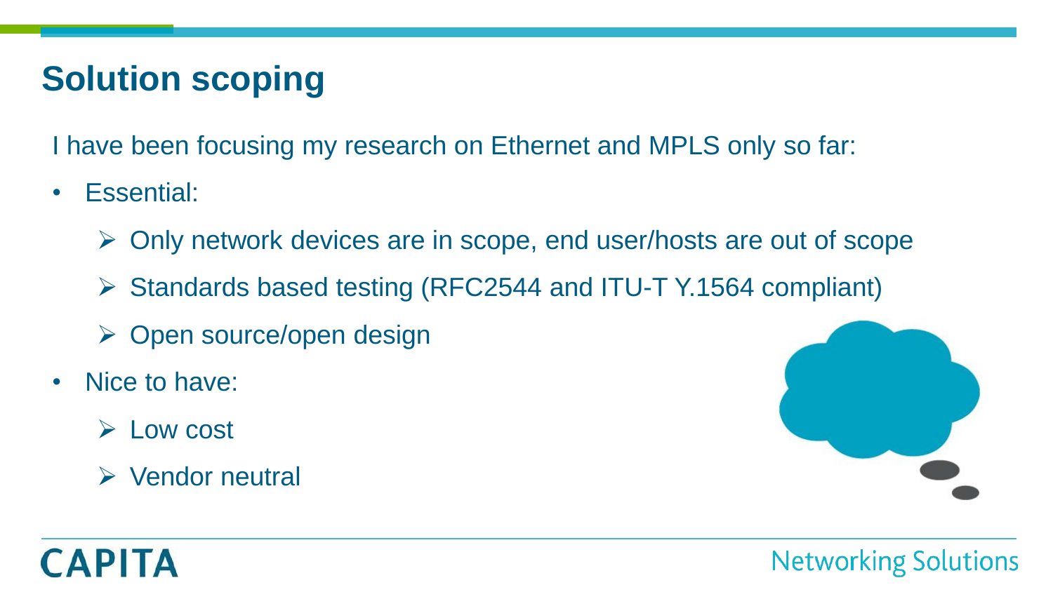# Solution scoping

I have been focusing my research on Ethernet and MPLS only so far:

- Essential:
  - Only network devices are in scope, end user/hosts are out of scope
  - Standards based testing (RFC2544 and ITU-T Y.1564 compliant)
  - Open source/open design
- Nice to have:
  - Low cost
  - Vendor neutral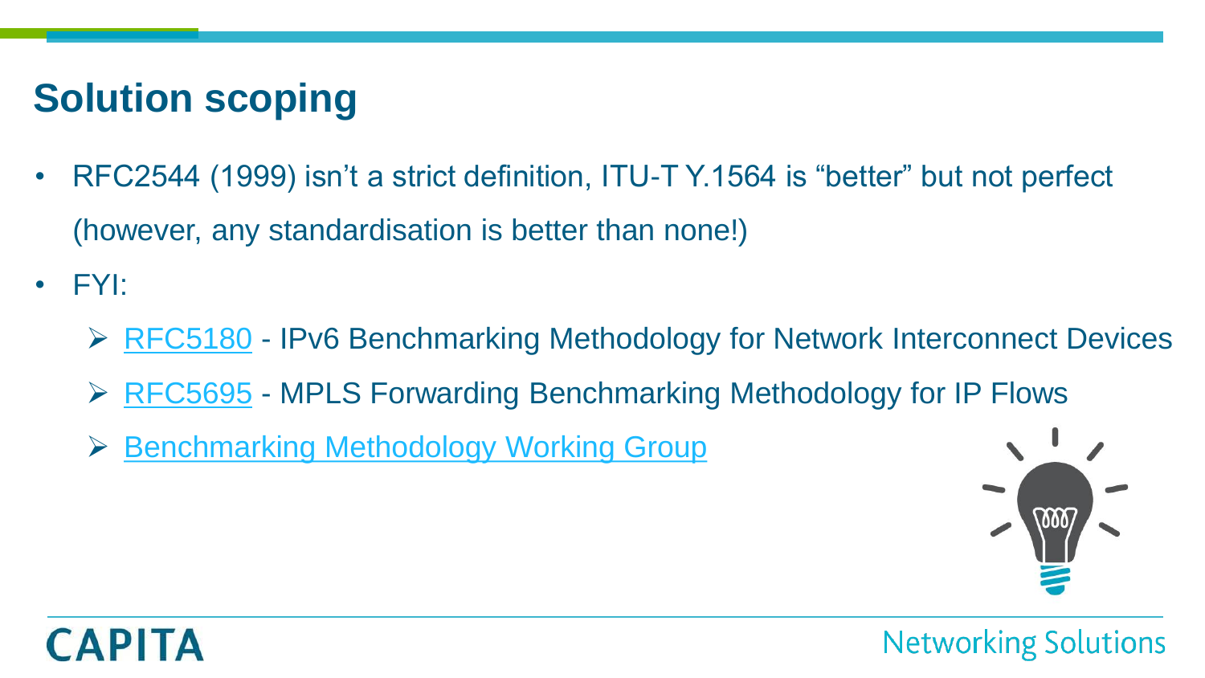# Solution scoping

- RFC2544 (1999) isn't a strict definition, ITU-T Y.1564 is "better" but not perfect (however, any standardisation is better than none!)
- FYI:
  - RFC5180 - IPv6 Benchmarking Methodology for Network Interconnect Devices
  - RFC5695 - MPLS Forwarding Benchmarking Methodology for IP Flows
  - Benchmarking Methodology Working Group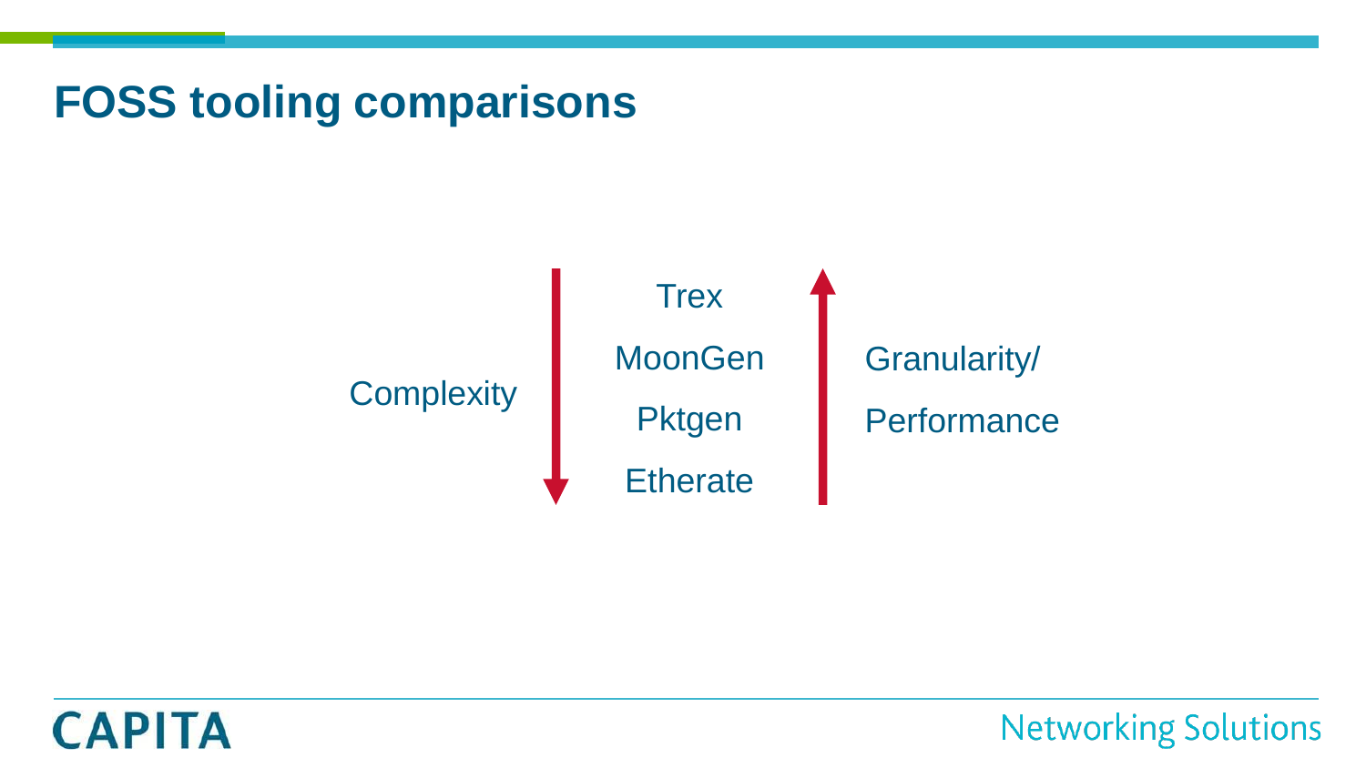# FOSS tooling comparisons

Complexity ↓

- Trex
- MoonGen
- Pktgen
- Etherate

↑ Granularity/ Performance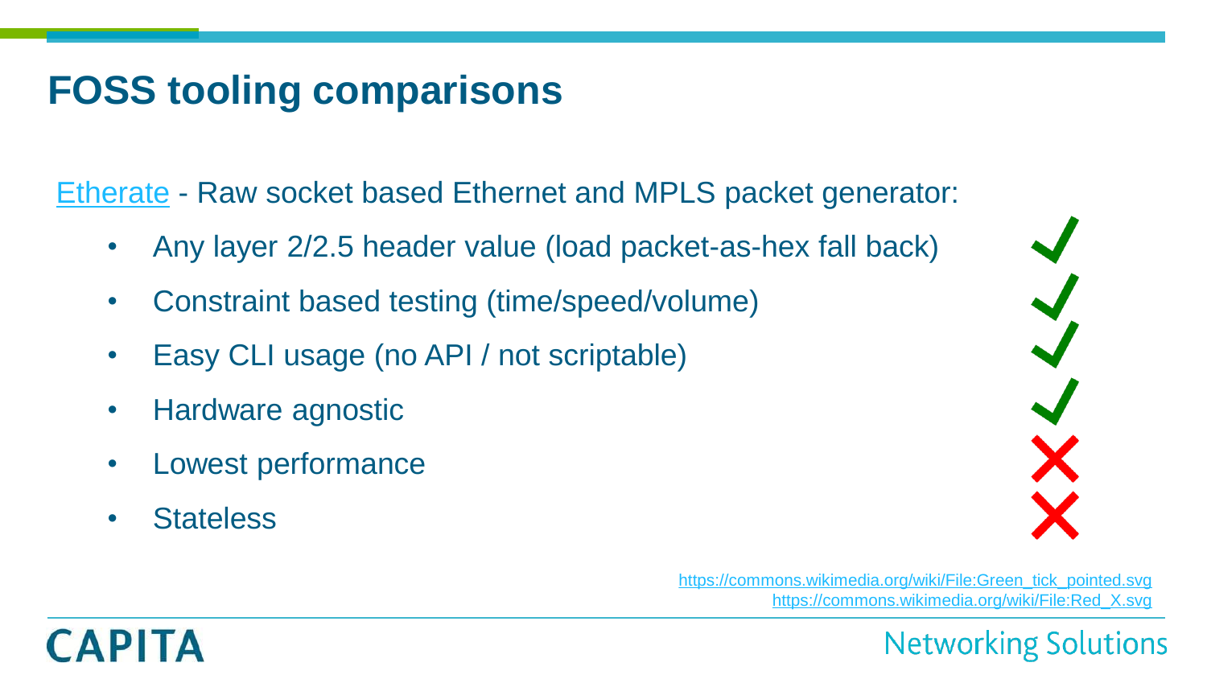# FOSS tooling comparisons

Etherate - Raw socket based Ethernet and MPLS packet generator:

- Any layer 2/2.5 header value (load packet-as-hex fall back) ✔
- Constraint based testing (time/speed/volume) ✔
- Easy CLI usage (no API / not scriptable) ✔
- Hardware agnostic ✔
- Lowest performance ✘
- Stateless ✘

https://commons.wikimedia.org/wiki/File:Green_tick_pointed.svg
https://commons.wikimedia.org/wiki/File:Red_X.svg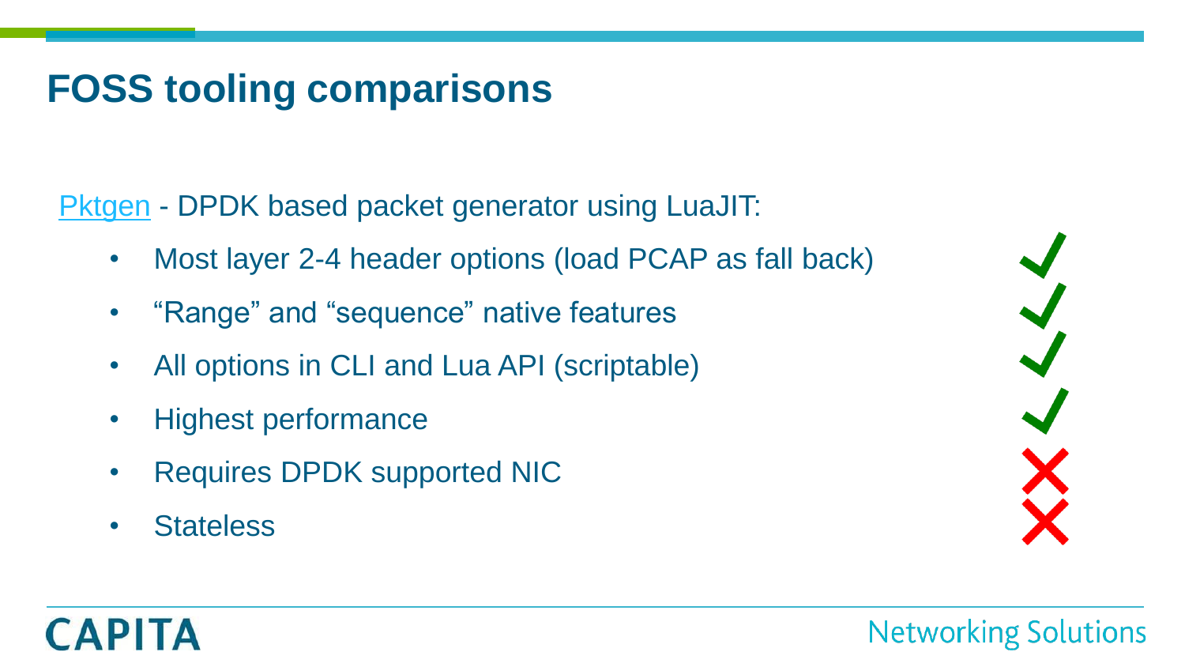# FOSS tooling comparisons

Pktgen - DPDK based packet generator using LuaJIT:

- Most layer 2-4 header options (load PCAP as fall back) ✓
- “Range” and “sequence” native features ✓
- All options in CLI and Lua API (scriptable) ✓
- Highest performance ✓
- Requires DPDK supported NIC ✗
- Stateless ✗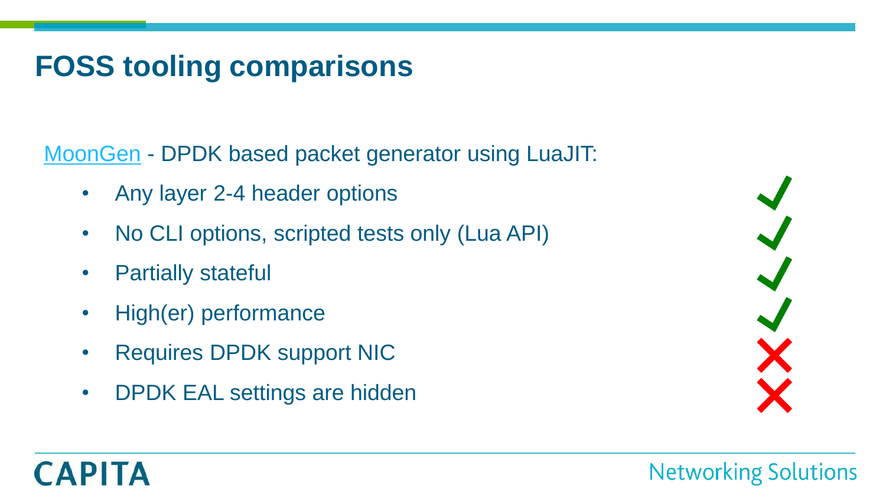# FOSS tooling comparisons

MoonGen - DPDK based packet generator using LuaJIT:

- Any layer 2-4 header options ✓
- No CLI options, scripted tests only (Lua API) ✓
- Partially stateful ✓
- High(er) performance ✓
- Requires DPDK support NIC ✗
- DPDK EAL settings are hidden ✗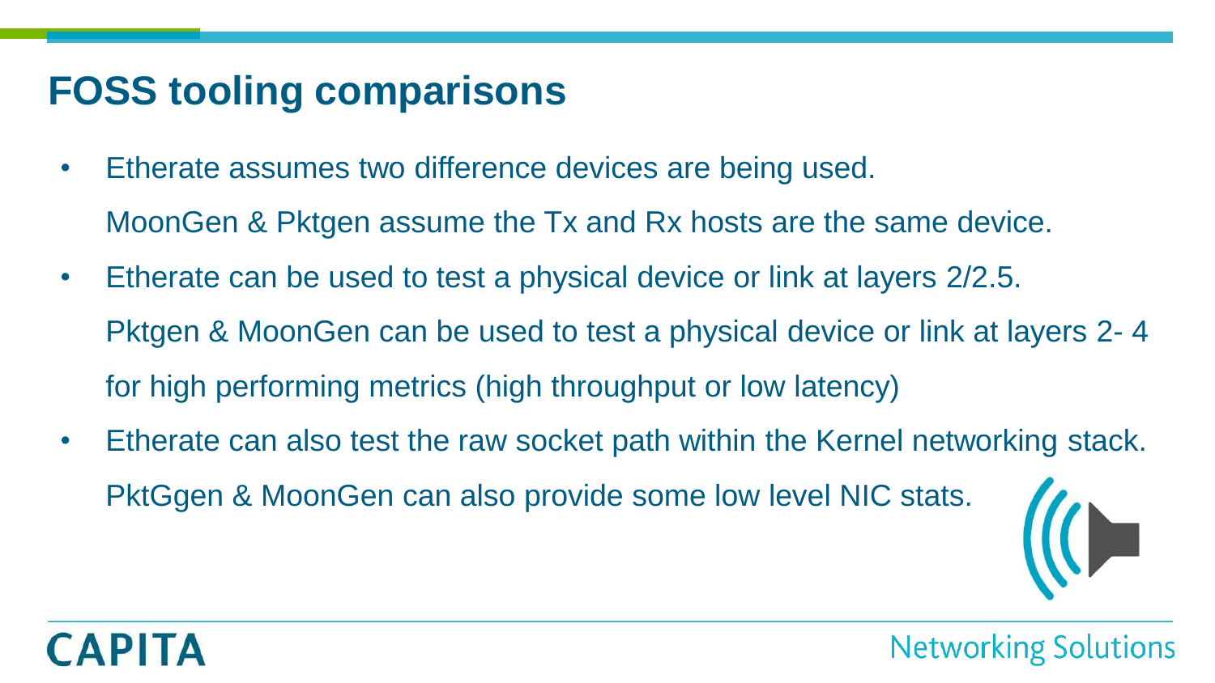# FOSS tooling comparisons

- Etherate assumes two difference devices are being used.

  MoonGen & Pktgen assume the Tx and Rx hosts are the same device.
- Etherate can be used to test a physical device or link at layers 2/2.5.

  Pktgen & MoonGen can be used to test a physical device or link at layers 2- 4 for high performing metrics (high throughput or low latency)
- Etherate can also test the raw socket path within the Kernel networking stack.

  PktGgen & MoonGen can also provide some low level NIC stats.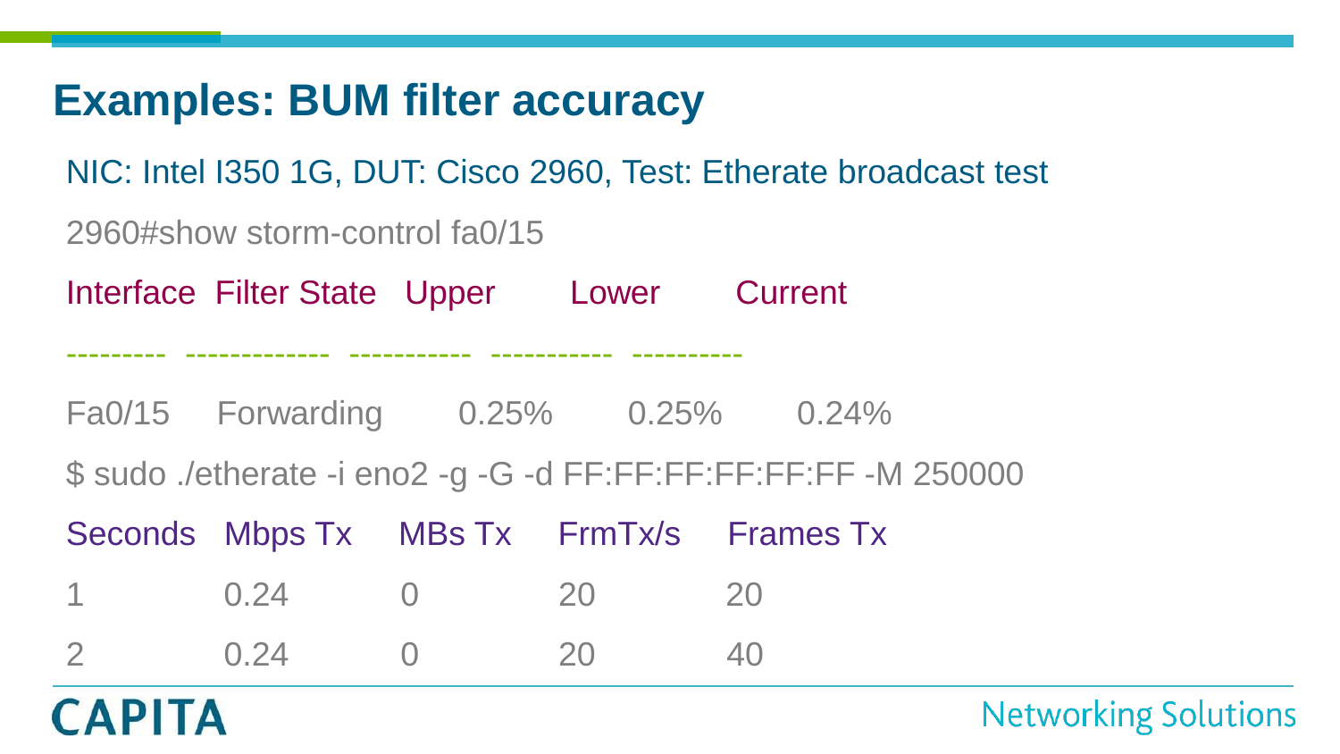# Examples: BUM filter accuracy

NIC: Intel I350 1G, DUT: Cisco 2960, Test: Etherate broadcast test

```
2960#show storm-control fa0/15
Interface  Filter State   Upper      Lower      Current
---------  -------------  -----------  -----------  ----------
Fa0/15     Forwarding       0.25%      0.25%      0.24%
```

```
$ sudo ./etherate -i eno2 -g -G -d FF:FF:FF:FF:FF:FF -M 250000
Seconds   Mbps Tx   MBs Tx   FrmTx/s   Frames Tx
1         0.24      0        20        20
2         0.24      0        20        40
```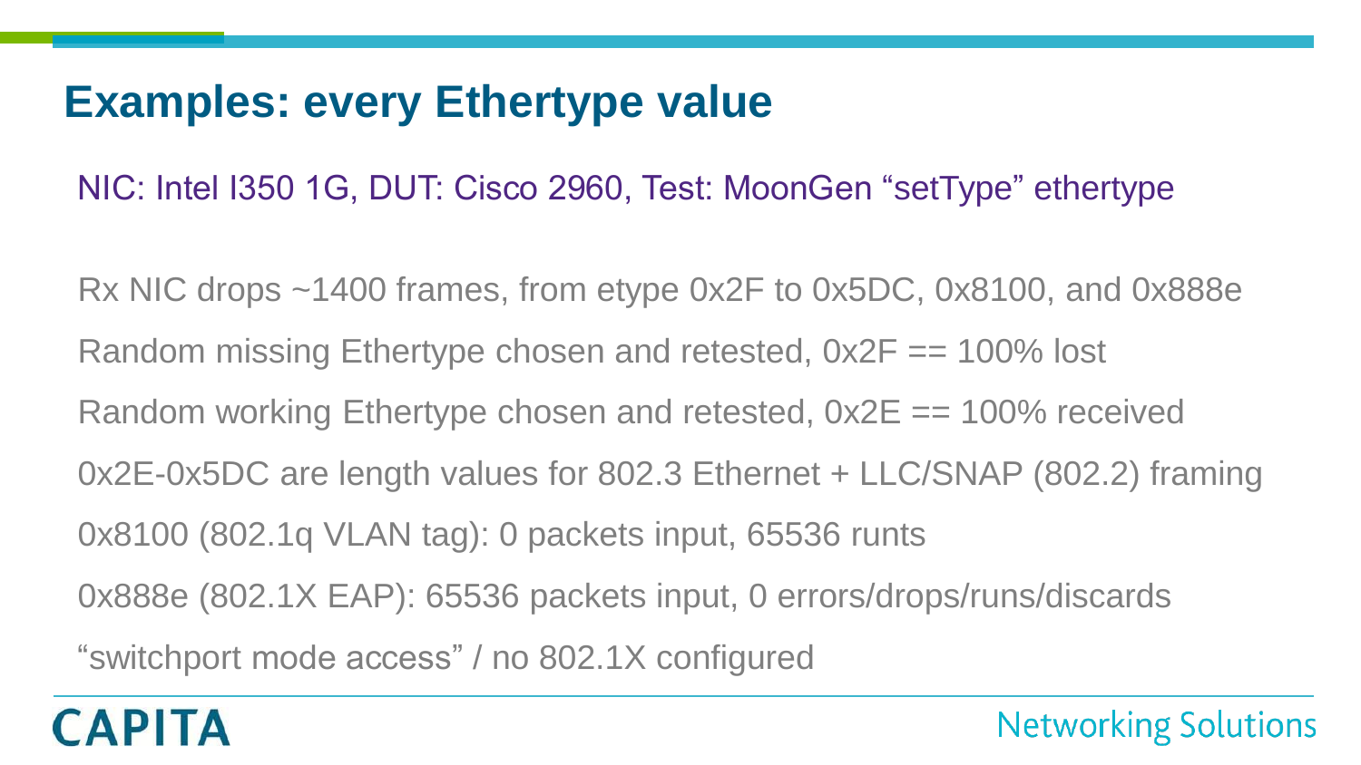# Examples: every Ethertype value

NIC: Intel I350 1G, DUT: Cisco 2960, Test: MoonGen “setType” ethertype

Rx NIC drops ~1400 frames, from etype 0x2F to 0x5DC, 0x8100, and 0x888e

Random missing Ethertype chosen and retested, 0x2F == 100% lost

Random working Ethertype chosen and retested, 0x2E == 100% received

0x2E-0x5DC are length values for 802.3 Ethernet + LLC/SNAP (802.2) framing

0x8100 (802.1q VLAN tag): 0 packets input, 65536 runts

0x888e (802.1X EAP): 65536 packets input, 0 errors/drops/runs/discards

“switchport mode access” / no 802.1X configured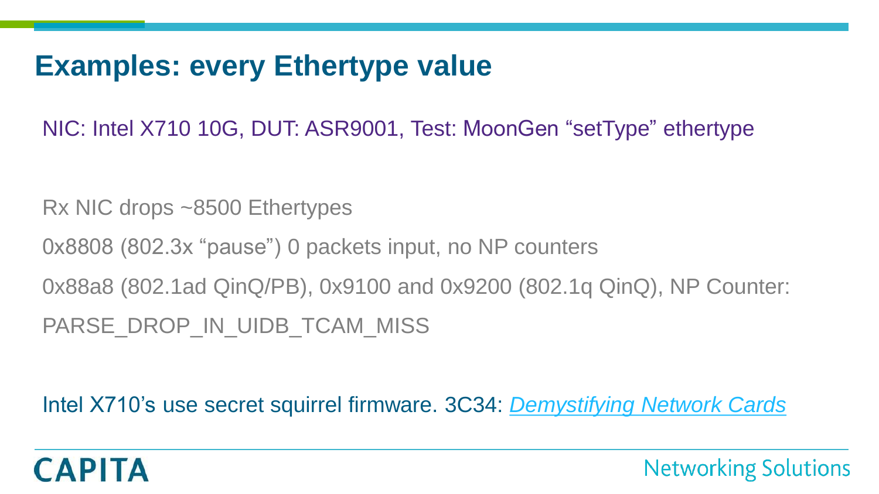# Examples: every Ethertype value

NIC: Intel X710 10G, DUT: ASR9001, Test: MoonGen “setType” ethertype

Rx NIC drops ~8500 Ethertypes

0x8808 (802.3x “pause”) 0 packets input, no NP counters

0x88a8 (802.1ad QinQ/PB), 0x9100 and 0x9200 (802.1q QinQ), NP Counter:

PARSE_DROP_IN_UIDB_TCAM_MISS

Intel X710’s use secret squirrel firmware. 3C34: *Demystifying Network Cards*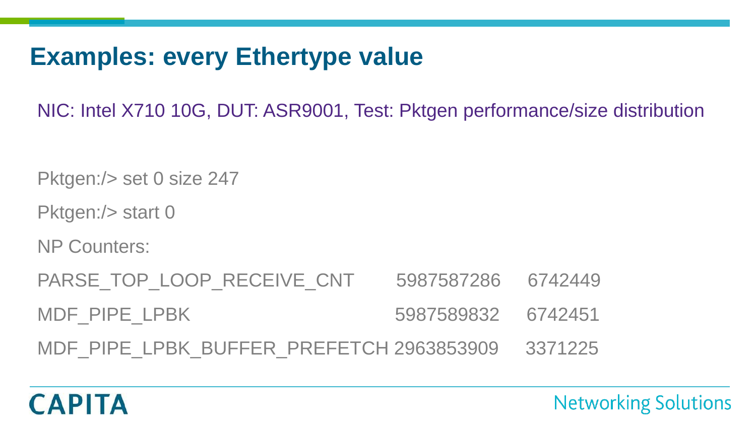# Examples: every Ethertype value

NIC: Intel X710 10G, DUT: ASR9001, Test: Pktgen performance/size distribution

```
Pktgen:/> set 0 size 247
Pktgen:/> start 0
NP Counters:
PARSE_TOP_LOOP_RECEIVE_CNT        5987587286    6742449
MDF_PIPE_LPBK                     5987589832    6742451
MDF_PIPE_LPBK_BUFFER_PREFETCH     2963853909    3371225
```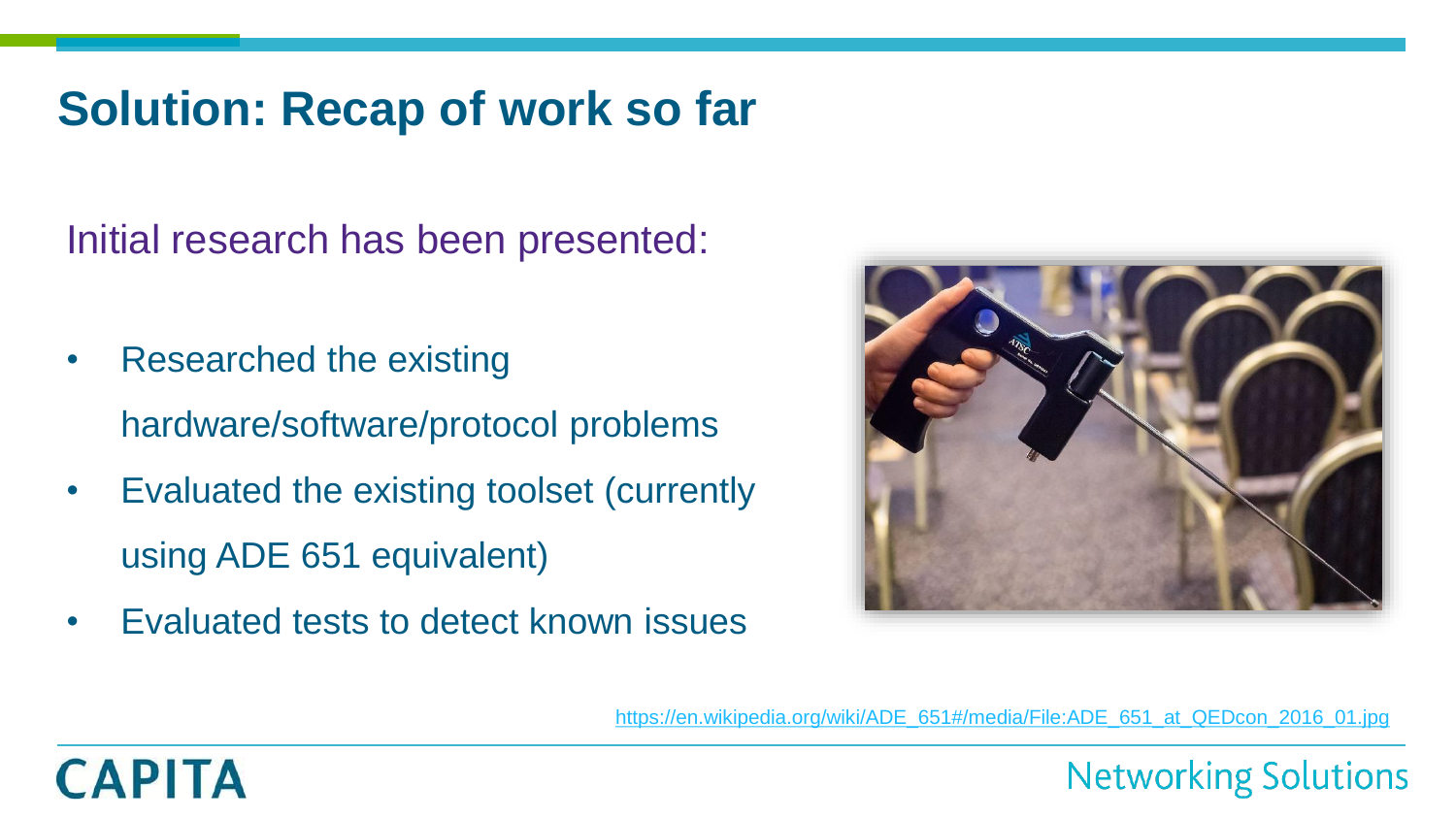# Solution: Recap of work so far

Initial research has been presented:

- Researched the existing hardware/software/protocol problems
- Evaluated the existing toolset (currently using ADE 651 equivalent)
- Evaluated tests to detect known issues

https://en.wikipedia.org/wiki/ADE_651#/media/File:ADE_651_at_QEDcon_2016_01.jpg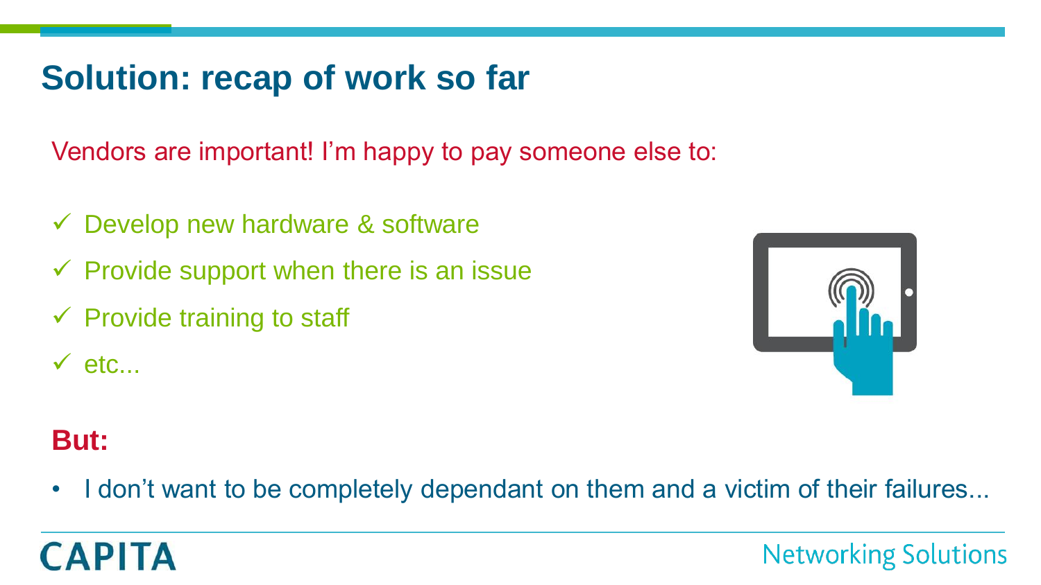# Solution: recap of work so far

Vendors are important! I'm happy to pay someone else to:

- ✓ Develop new hardware & software
- ✓ Provide support when there is an issue
- ✓ Provide training to staff
- ✓ etc...

**But:**

- I don't want to be completely dependant on them and a victim of their failures...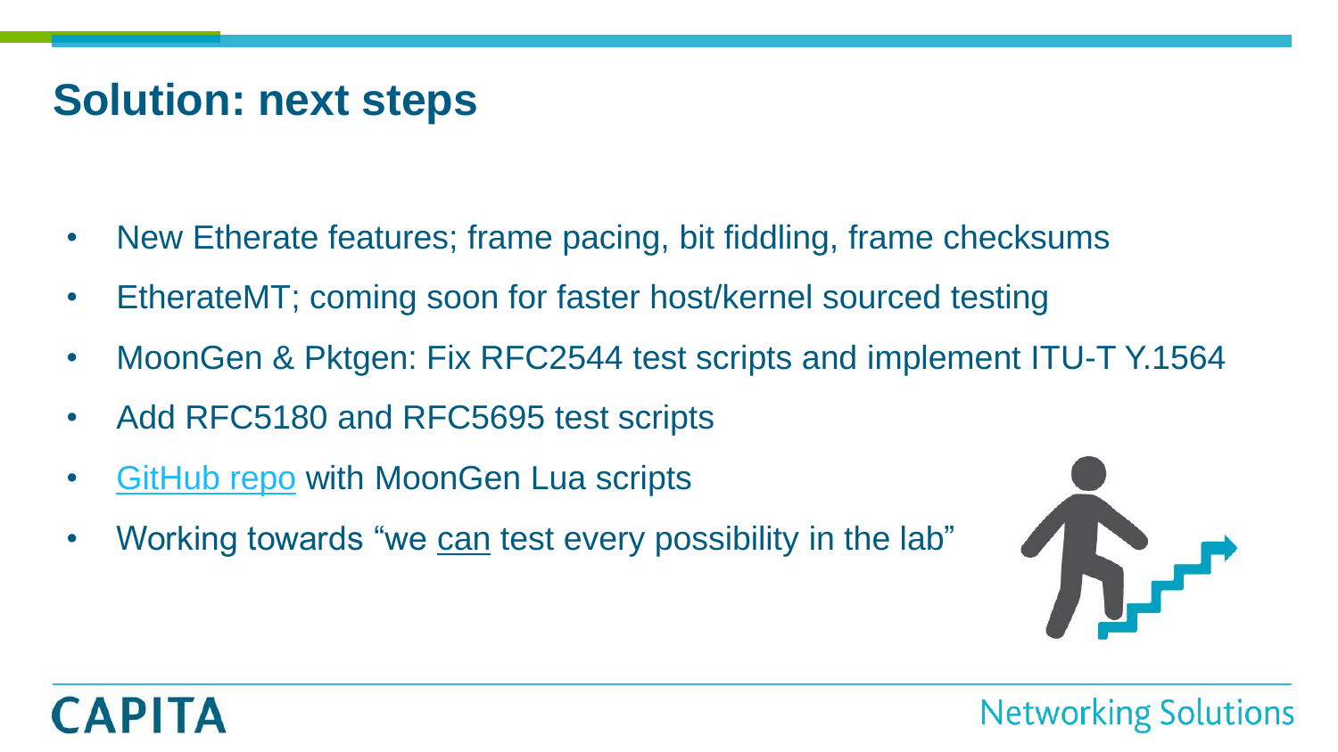# Solution: next steps

- New Etherate features; frame pacing, bit fiddling, frame checksums
- EtherateMT; coming soon for faster host/kernel sourced testing
- MoonGen & Pktgen: Fix RFC2544 test scripts and implement ITU-T Y.1564
- Add RFC5180 and RFC5695 test scripts
- GitHub repo with MoonGen Lua scripts
- Working towards "we can test every possibility in the lab"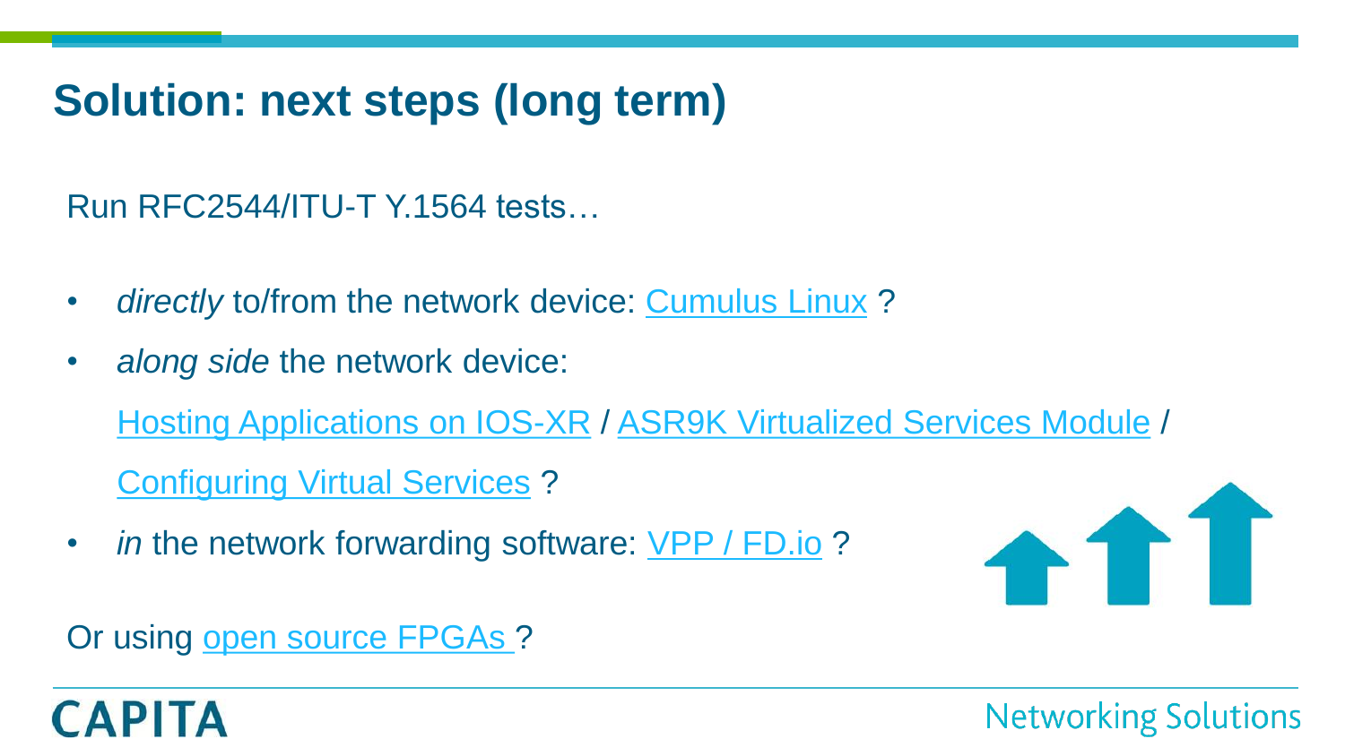# Solution: next steps (long term)

Run RFC2544/ITU-T Y.1564 tests…

- *directly* to/from the network device: Cumulus Linux ?
- *along side* the network device:

  Hosting Applications on IOS-XR / ASR9K Virtualized Services Module /

  Configuring Virtual Services ?
- *in* the network forwarding software: VPP / FD.io ?

Or using open source FPGAs ?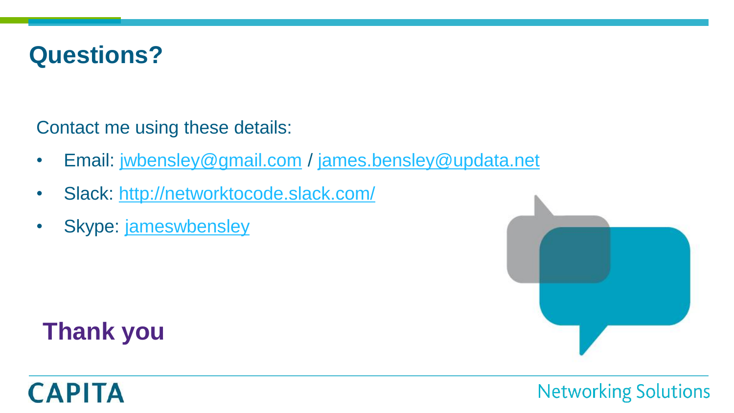# Questions?

Contact me using these details:

- Email: jwbensley@gmail.com / james.bensley@updata.net
- Slack: http://networktocode.slack.com/
- Skype: jameswbensley

**Thank you**